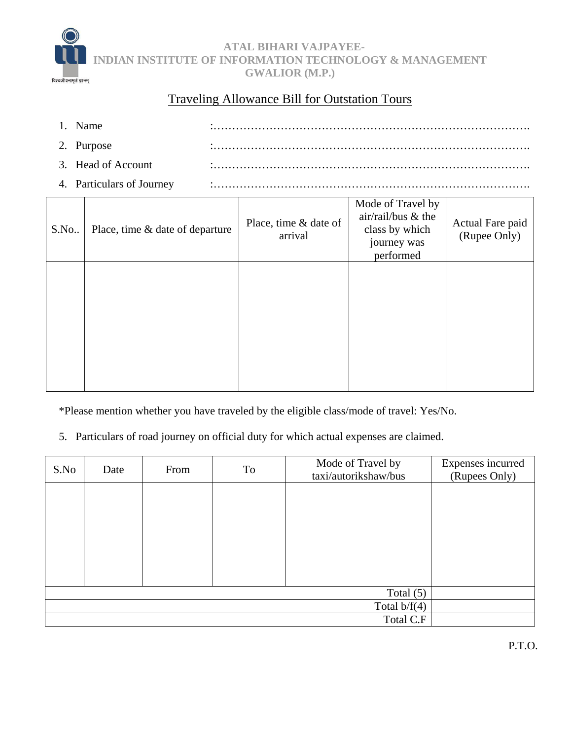ATAL BIHARI VAJPAYEE-
INDIAN INSTITUTE OF INFORMATION TECHNOLOGY & MANAGEMENT
GWALIOR (M.P.)

विश्वजीवनामृतं ज्ञानम्

## Traveling Allowance Bill for Outstation Tours

1. Name :…………………………………………………………………………….
2. Purpose :…………………………………………………………………………….
3. Head of Account :…………………………………………………………………………….
4. Particulars of Journey :…………………………………………………………………………….

| S.No.. | Place, time & date of departure | Place, time & date of arrival | Mode of Travel by air/rail/bus & the class by which journey was performed | Actual Fare paid (Rupee Only) |
|---|---|---|---|---|
| | | | | |

*Please mention whether you have traveled by the eligible class/mode of travel: Yes/No.

5. Particulars of road journey on official duty for which actual expenses are claimed.

| S.No | Date | From | To | Mode of Travel by taxi/autorikshaw/bus | Expenses incurred (Rupees Only) |
|---|---|---|---|---|---|
| | | | | | |
| | | | | Total (5) | |
| | | | | Total b/f(4) | |
| | | | | Total C.F | |

P.T.O.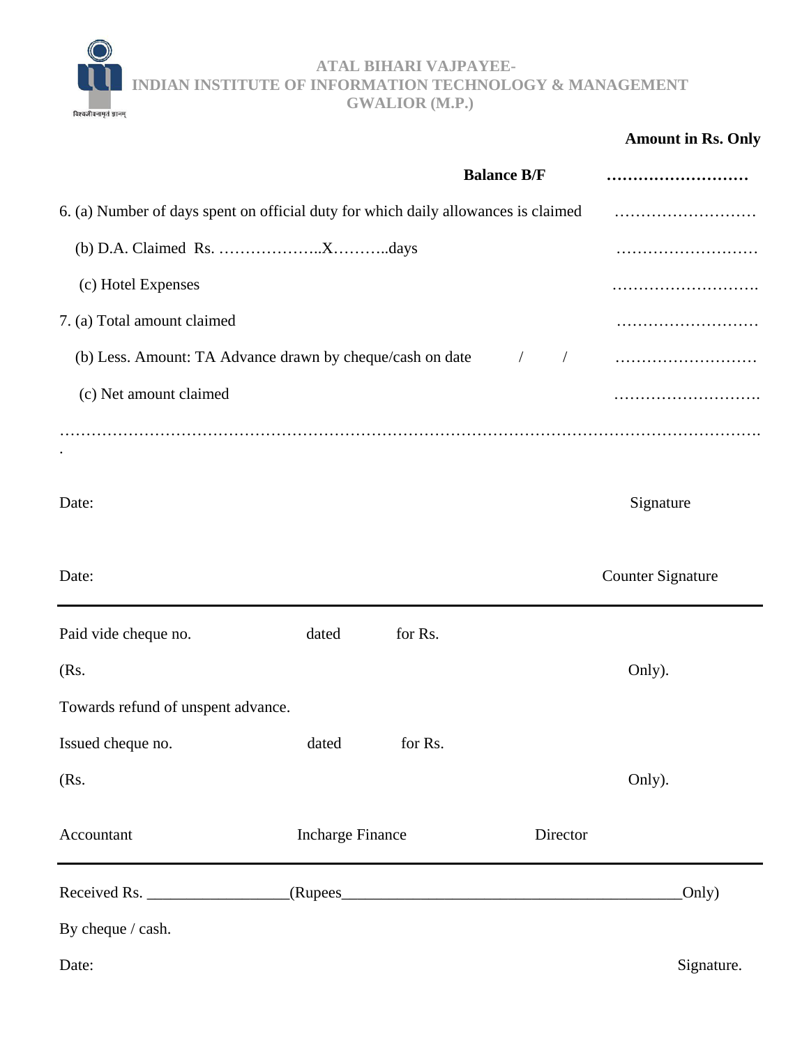**ATAL BIHARI VAJPAYEE-**
**INDIAN INSTITUTE OF INFORMATION TECHNOLOGY & MANAGEMENT**
**GWALIOR (M.P.)**

विश्वजीवनामृतं ज्ञानम्

**Amount in Rs. Only**

| | |
|---|---|
| **Balance B/F** | **………………………** |
| 6. (a) Number of days spent on official duty for which daily allowances is claimed | ……………………… |
| (b) D.A. Claimed Rs. ………………..X………..days | ……………………… |
| (c) Hotel Expenses | ………………………. |
| 7. (a) Total amount claimed | ……………………… |
| (b) Less. Amount: TA Advance drawn by cheque/cash on date / / | ……………………… |
| (c) Net amount claimed | ………………………. |

…………………………………………………………………………………………………………….
.

Date: Signature

Date: Counter Signature

---

Paid vide cheque no. dated for Rs.

(Rs. Only).

Towards refund of unspent advance.

Issued cheque no. dated for Rs.

(Rs. Only).

Accountant Incharge Finance Director

---

Received Rs. _________________(Rupees_____________________________________________Only)

By cheque / cash.

Date: Signature.